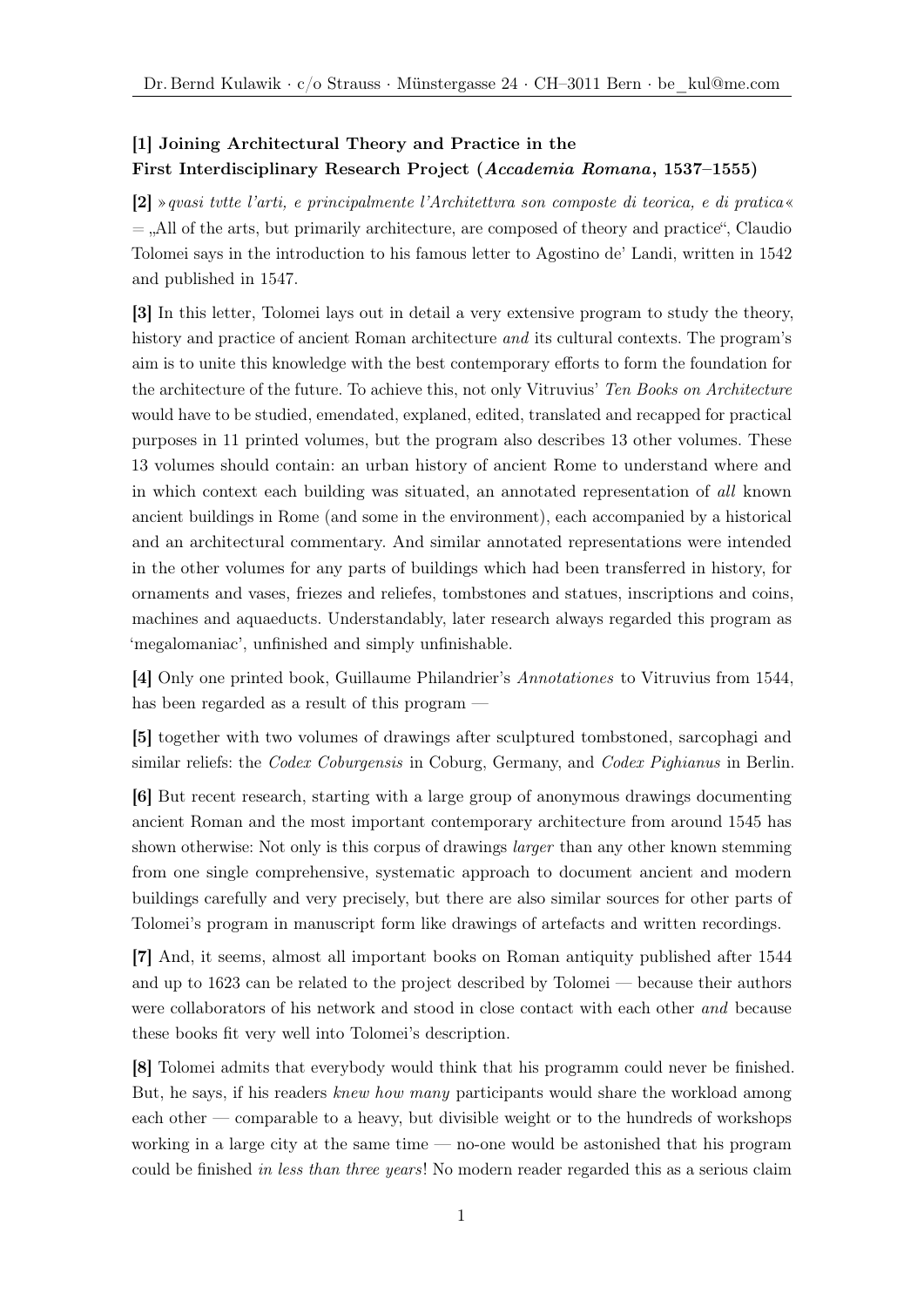Dr. Bernd Kulawik · c/o Strauss · Münstergasse 24 · CH–3011 Bern · be_kul@me.com

**[1] Joining Architectural Theory and Practice in the First Interdisciplinary Research Project (*Accademia Romana*, 1537–1555)**

**[2]** »*qvasi tvtte l'arti, e principalmente l'Architettvra son composte di teorica, e di pratica*« = „All of the arts, but primarily architecture, are composed of theory and practice", Claudio Tolomei says in the introduction to his famous letter to Agostino de' Landi, written in 1542 and published in 1547.

**[3]** In this letter, Tolomei lays out in detail a very extensive program to study the theory, history and practice of ancient Roman architecture *and* its cultural contexts. The program's aim is to unite this knowledge with the best contemporary efforts to form the foundation for the architecture of the future. To achieve this, not only Vitruvius' *Ten Books on Architecture* would have to be studied, emendated, explaned, edited, translated and recapped for practical purposes in 11 printed volumes, but the program also describes 13 other volumes. These 13 volumes should contain: an urban history of ancient Rome to understand where and in which context each building was situated, an annotated representation of *all* known ancient buildings in Rome (and some in the environment), each accompanied by a historical and an architectural commentary. And similar annotated representations were intended in the other volumes for any parts of buildings which had been transferred in history, for ornaments and vases, friezes and reliefes, tombstones and statues, inscriptions and coins, machines and aquaeducts. Understandably, later research always regarded this program as 'megalomaniac', unfinished and simply unfinishable.

**[4]** Only one printed book, Guillaume Philandrier's *Annotationes* to Vitruvius from 1544, has been regarded as a result of this program —

**[5]** together with two volumes of drawings after sculptured tombstoned, sarcophagi and similar reliefs: the *Codex Coburgensis* in Coburg, Germany, and *Codex Pighianus* in Berlin.

**[6]** But recent research, starting with a large group of anonymous drawings documenting ancient Roman and the most important contemporary architecture from around 1545 has shown otherwise: Not only is this corpus of drawings *larger* than any other known stemming from one single comprehensive, systematic approach to document ancient and modern buildings carefully and very precisely, but there are also similar sources for other parts of Tolomei's program in manuscript form like drawings of artefacts and written recordings.

**[7]** And, it seems, almost all important books on Roman antiquity published after 1544 and up to 1623 can be related to the project described by Tolomei — because their authors were collaborators of his network and stood in close contact with each other *and* because these books fit very well into Tolomei's description.

**[8]** Tolomei admits that everybody would think that his programm could never be finished. But, he says, if his readers *knew how many* participants would share the workload among each other — comparable to a heavy, but divisible weight or to the hundreds of workshops working in a large city at the same time — no-one would be astonished that his program could be finished *in less than three years*! No modern reader regarded this as a serious claim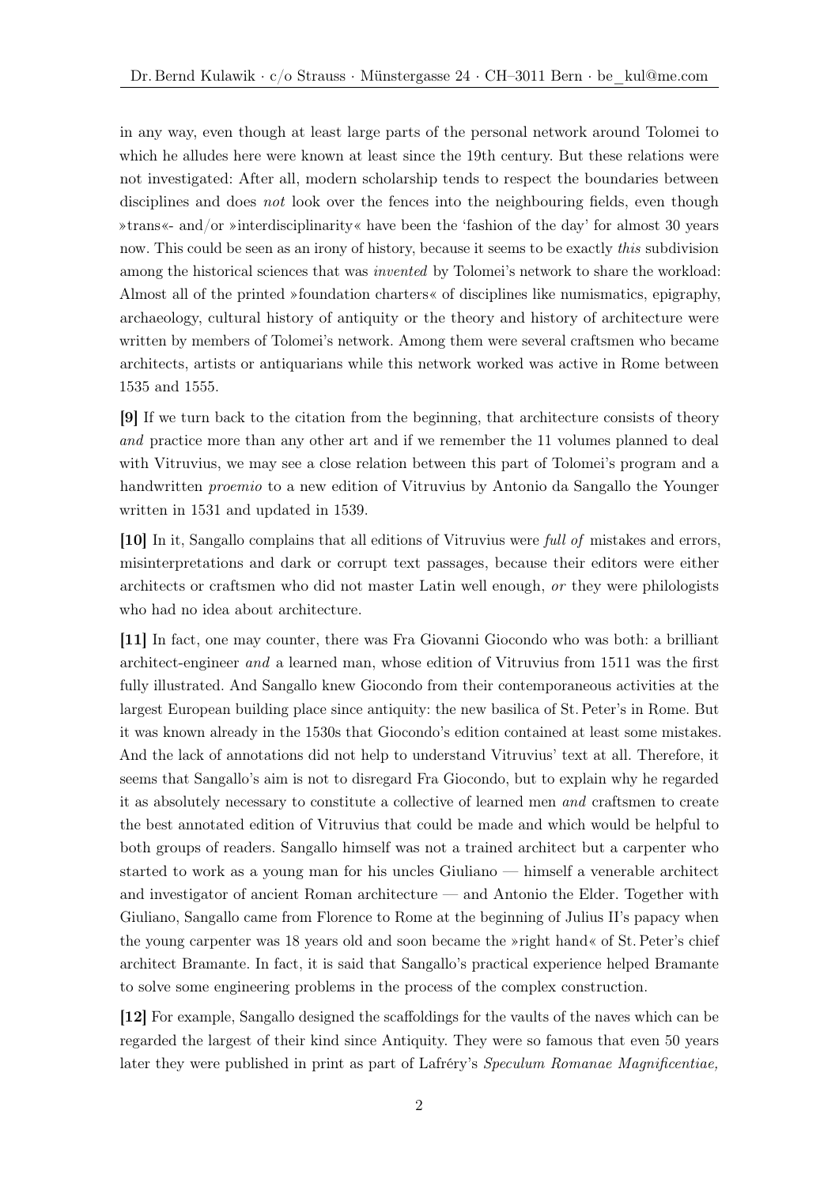in any way, even though at least large parts of the personal network around Tolomei to which he alludes here were known at least since the 19th century. But these relations were not investigated: After all, modern scholarship tends to respect the boundaries between disciplines and does *not* look over the fences into the neighbouring fields, even though »trans«- and/or »interdisciplinarity« have been the 'fashion of the day' for almost 30 years now. This could be seen as an irony of history, because it seems to be exactly *this* subdivision among the historical sciences that was *invented* by Tolomei's network to share the workload: Almost all of the printed »foundation charters« of disciplines like numismatics, epigraphy, archaeology, cultural history of antiquity or the theory and history of architecture were written by members of Tolomei's network. Among them were several craftsmen who became architects, artists or antiquarians while this network worked was active in Rome between 1535 and 1555.

**[9]** If we turn back to the citation from the beginning, that architecture consists of theory *and* practice more than any other art and if we remember the 11 volumes planned to deal with Vitruvius, we may see a close relation between this part of Tolomei's program and a handwritten *proemio* to a new edition of Vitruvius by Antonio da Sangallo the Younger written in 1531 and updated in 1539.

**[10]** In it, Sangallo complains that all editions of Vitruvius were *full of* mistakes and errors, misinterpretations and dark or corrupt text passages, because their editors were either architects or craftsmen who did not master Latin well enough, *or* they were philologists who had no idea about architecture.

**[11]** In fact, one may counter, there was Fra Giovanni Giocondo who was both: a brilliant architect-engineer *and* a learned man, whose edition of Vitruvius from 1511 was the first fully illustrated. And Sangallo knew Giocondo from their contemporaneous activities at the largest European building place since antiquity: the new basilica of St. Peter's in Rome. But it was known already in the 1530s that Giocondo's edition contained at least some mistakes. And the lack of annotations did not help to understand Vitruvius' text at all. Therefore, it seems that Sangallo's aim is not to disregard Fra Giocondo, but to explain why he regarded it as absolutely necessary to constitute a collective of learned men *and* craftsmen to create the best annotated edition of Vitruvius that could be made and which would be helpful to both groups of readers. Sangallo himself was not a trained architect but a carpenter who started to work as a young man for his uncles Giuliano — himself a venerable architect and investigator of ancient Roman architecture — and Antonio the Elder. Together with Giuliano, Sangallo came from Florence to Rome at the beginning of Julius II's papacy when the young carpenter was 18 years old and soon became the »right hand« of St. Peter's chief architect Bramante. In fact, it is said that Sangallo's practical experience helped Bramante to solve some engineering problems in the process of the complex construction.

**[12]** For example, Sangallo designed the scaffoldings for the vaults of the naves which can be regarded the largest of their kind since Antiquity. They were so famous that even 50 years later they were published in print as part of Lafréry's *Speculum Romanae Magnificentiae,*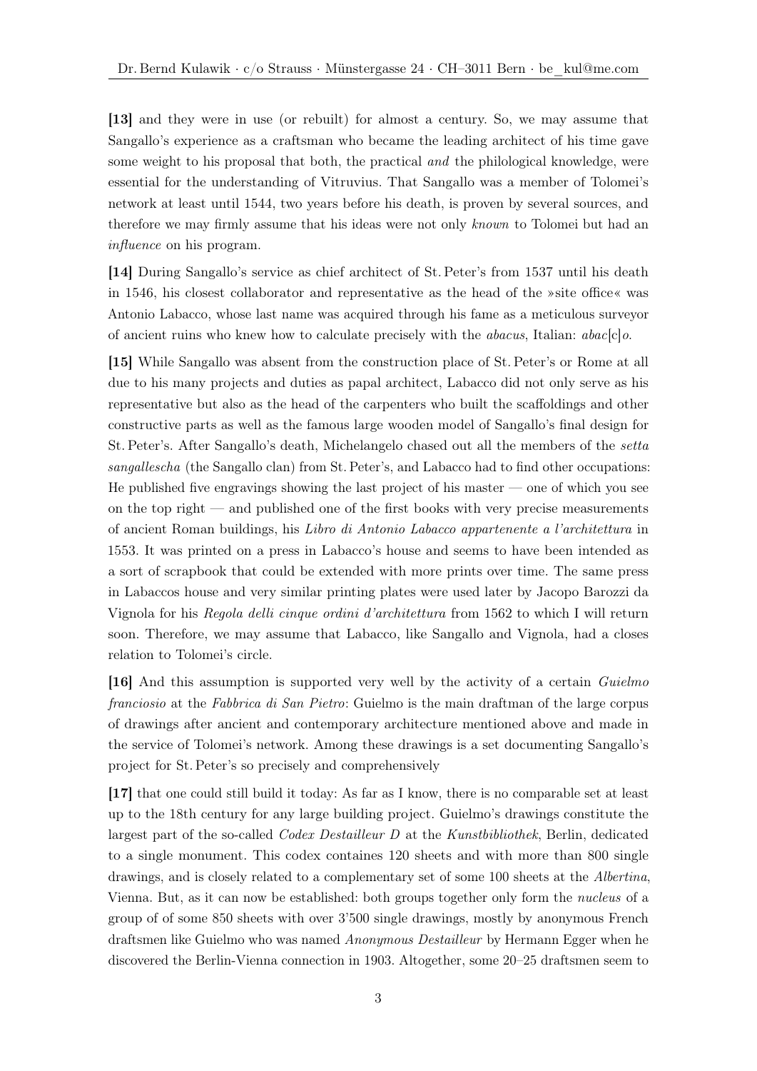**[13]** and they were in use (or rebuilt) for almost a century. So, we may assume that Sangallo's experience as a craftsman who became the leading architect of his time gave some weight to his proposal that both, the practical *and* the philological knowledge, were essential for the understanding of Vitruvius. That Sangallo was a member of Tolomei's network at least until 1544, two years before his death, is proven by several sources, and therefore we may firmly assume that his ideas were not only *known* to Tolomei but had an *influence* on his program.

**[14]** During Sangallo's service as chief architect of St. Peter's from 1537 until his death in 1546, his closest collaborator and representative as the head of the »site office« was Antonio Labacco, whose last name was acquired through his fame as a meticulous surveyor of ancient ruins who knew how to calculate precisely with the *abacus*, Italian: *abac*[c]*o*.

**[15]** While Sangallo was absent from the construction place of St. Peter's or Rome at all due to his many projects and duties as papal architect, Labacco did not only serve as his representative but also as the head of the carpenters who built the scaffoldings and other constructive parts as well as the famous large wooden model of Sangallo's final design for St. Peter's. After Sangallo's death, Michelangelo chased out all the members of the *setta sangallescha* (the Sangallo clan) from St. Peter's, and Labacco had to find other occupations: He published five engravings showing the last project of his master — one of which you see on the top right — and published one of the first books with very precise measurements of ancient Roman buildings, his *Libro di Antonio Labacco appartenente a l'architettura* in 1553. It was printed on a press in Labacco's house and seems to have been intended as a sort of scrapbook that could be extended with more prints over time. The same press in Labaccos house and very similar printing plates were used later by Jacopo Barozzi da Vignola for his *Regola delli cinque ordini d'architettura* from 1562 to which I will return soon. Therefore, we may assume that Labacco, like Sangallo and Vignola, had a closes relation to Tolomei's circle.

**[16]** And this assumption is supported very well by the activity of a certain *Guielmo franciosio* at the *Fabbrica di San Pietro*: Guielmo is the main draftman of the large corpus of drawings after ancient and contemporary architecture mentioned above and made in the service of Tolomei's network. Among these drawings is a set documenting Sangallo's project for St. Peter's so precisely and comprehensively

**[17]** that one could still build it today: As far as I know, there is no comparable set at least up to the 18th century for any large building project. Guielmo's drawings constitute the largest part of the so-called *Codex Destailleur D* at the *Kunstbibliothek*, Berlin, dedicated to a single monument. This codex containes 120 sheets and with more than 800 single drawings, and is closely related to a complementary set of some 100 sheets at the *Albertina*, Vienna. But, as it can now be established: both groups together only form the *nucleus* of a group of of some 850 sheets with over 3'500 single drawings, mostly by anonymous French draftsmen like Guielmo who was named *Anonymous Destailleur* by Hermann Egger when he discovered the Berlin-Vienna connection in 1903. Altogether, some 20–25 draftsmen seem to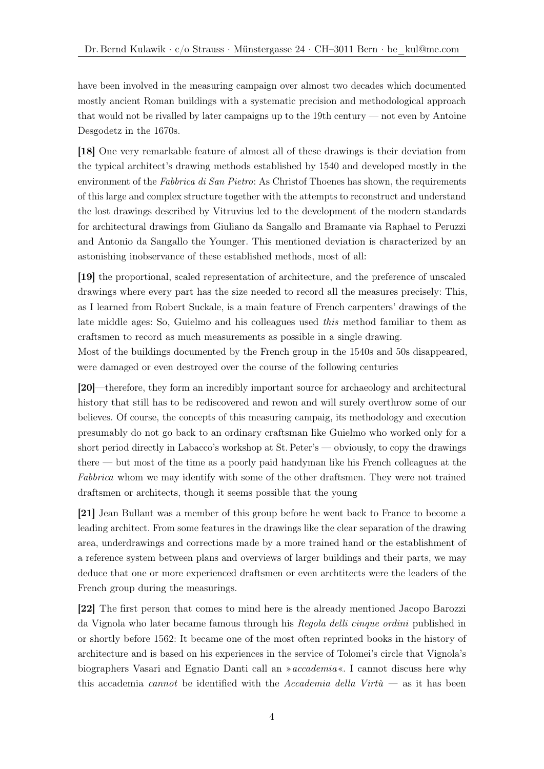have been involved in the measuring campaign over almost two decades which documented mostly ancient Roman buildings with a systematic precision and methodological approach that would not be rivalled by later campaigns up to the 19th century — not even by Antoine Desgodetz in the 1670s.

**[18]** One very remarkable feature of almost all of these drawings is their deviation from the typical architect's drawing methods established by 1540 and developed mostly in the environment of the *Fabbrica di San Pietro*: As Christof Thoenes has shown, the requirements of this large and complex structure together with the attempts to reconstruct and understand the lost drawings described by Vitruvius led to the development of the modern standards for architectural drawings from Giuliano da Sangallo and Bramante via Raphael to Peruzzi and Antonio da Sangallo the Younger. This mentioned deviation is characterized by an astonishing inobservance of these established methods, most of all:

**[19]** the proportional, scaled representation of architecture, and the preference of unscaled drawings where every part has the size needed to record all the measures precisely: This, as I learned from Robert Suckale, is a main feature of French carpenters' drawings of the late middle ages: So, Guielmo and his colleagues used *this* method familiar to them as craftsmen to record as much measurements as possible in a single drawing.
Most of the buildings documented by the French group in the 1540s and 50s disappeared, were damaged or even destroyed over the course of the following centuries

**[20]**—therefore, they form an incredibly important source for archaeology and architectural history that still has to be rediscovered and rewon and will surely overthrow some of our believes. Of course, the concepts of this measuring campaig, its methodology and execution presumably do not go back to an ordinary craftsman like Guielmo who worked only for a short period directly in Labacco's workshop at St. Peter's — obviously, to copy the drawings there — but most of the time as a poorly paid handyman like his French colleagues at the *Fabbrica* whom we may identify with some of the other draftsmen. They were not trained draftsmen or architects, though it seems possible that the young

**[21]** Jean Bullant was a member of this group before he went back to France to become a leading architect. From some features in the drawings like the clear separation of the drawing area, underdrawings and corrections made by a more trained hand or the establishment of a reference system between plans and overviews of larger buildings and their parts, we may deduce that one or more experienced draftsmen or even archtitects were the leaders of the French group during the measurings.

**[22]** The first person that comes to mind here is the already mentioned Jacopo Barozzi da Vignola who later became famous through his *Regola delli cinque ordini* published in or shortly before 1562: It became one of the most often reprinted books in the history of architecture and is based on his experiences in the service of Tolomei's circle that Vignola's biographers Vasari and Egnatio Danti call an »*accademia*«. I cannot discuss here why this accademia *cannot* be identified with the *Accademia della Virtù* — as it has been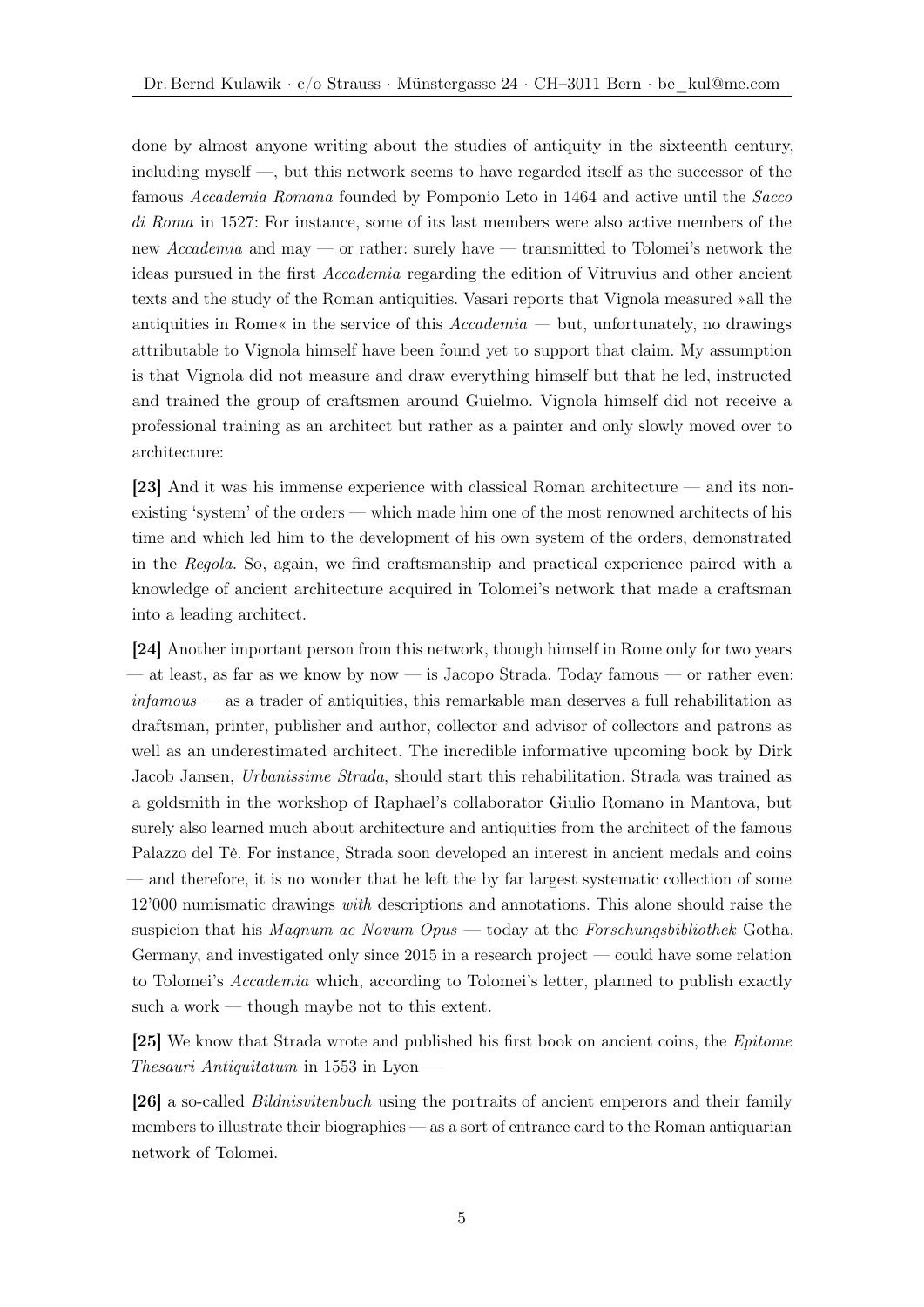done by almost anyone writing about the studies of antiquity in the sixteenth century, including myself —, but this network seems to have regarded itself as the successor of the famous *Accademia Romana* founded by Pomponio Leto in 1464 and active until the *Sacco di Roma* in 1527: For instance, some of its last members were also active members of the new *Accademia* and may — or rather: surely have — transmitted to Tolomei's network the ideas pursued in the first *Accademia* regarding the edition of Vitruvius and other ancient texts and the study of the Roman antiquities. Vasari reports that Vignola measured »all the antiquities in Rome« in the service of this *Accademia* — but, unfortunately, no drawings attributable to Vignola himself have been found yet to support that claim. My assumption is that Vignola did not measure and draw everything himself but that he led, instructed and trained the group of craftsmen around Guielmo. Vignola himself did not receive a professional training as an architect but rather as a painter and only slowly moved over to architecture:

**[23]** And it was his immense experience with classical Roman architecture — and its non-existing 'system' of the orders — which made him one of the most renowned architects of his time and which led him to the development of his own system of the orders, demonstrated in the *Regola*. So, again, we find craftsmanship and practical experience paired with a knowledge of ancient architecture acquired in Tolomei's network that made a craftsman into a leading architect.

**[24]** Another important person from this network, though himself in Rome only for two years — at least, as far as we know by now — is Jacopo Strada. Today famous — or rather even: *infamous* — as a trader of antiquities, this remarkable man deserves a full rehabilitation as draftsman, printer, publisher and author, collector and advisor of collectors and patrons as well as an underestimated architect. The incredible informative upcoming book by Dirk Jacob Jansen, *Urbanissime Strada*, should start this rehabilitation. Strada was trained as a goldsmith in the workshop of Raphael's collaborator Giulio Romano in Mantova, but surely also learned much about architecture and antiquities from the architect of the famous Palazzo del Tè. For instance, Strada soon developed an interest in ancient medals and coins — and therefore, it is no wonder that he left the by far largest systematic collection of some 12'000 numismatic drawings *with* descriptions and annotations. This alone should raise the suspicion that his *Magnum ac Novum Opus* — today at the *Forschungsbibliothek* Gotha, Germany, and investigated only since 2015 in a research project — could have some relation to Tolomei's *Accademia* which, according to Tolomei's letter, planned to publish exactly such a work — though maybe not to this extent.

**[25]** We know that Strada wrote and published his first book on ancient coins, the *Epitome Thesauri Antiquitatum* in 1553 in Lyon —

**[26]** a so-called *Bildnisvitenbuch* using the portraits of ancient emperors and their family members to illustrate their biographies — as a sort of entrance card to the Roman antiquarian network of Tolomei.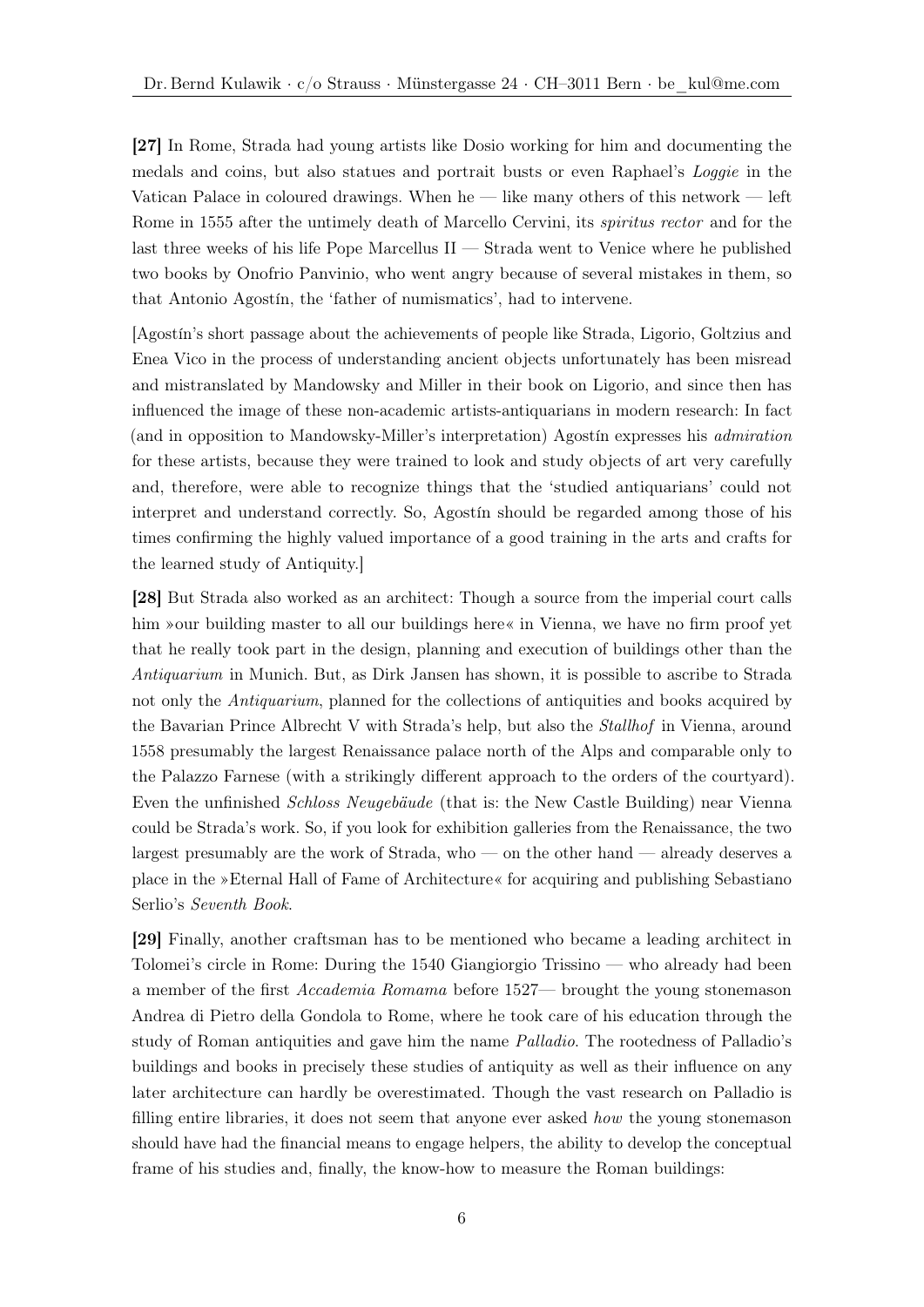**[27]** In Rome, Strada had young artists like Dosio working for him and documenting the medals and coins, but also statues and portrait busts or even Raphael's *Loggie* in the Vatican Palace in coloured drawings. When he — like many others of this network — left Rome in 1555 after the untimely death of Marcello Cervini, its *spiritus rector* and for the last three weeks of his life Pope Marcellus II — Strada went to Venice where he published two books by Onofrio Panvinio, who went angry because of several mistakes in them, so that Antonio Agostín, the 'father of numismatics', had to intervene.

[Agostín's short passage about the achievements of people like Strada, Ligorio, Goltzius and Enea Vico in the process of understanding ancient objects unfortunately has been misread and mistranslated by Mandowsky and Miller in their book on Ligorio, and since then has influenced the image of these non-academic artists-antiquarians in modern research: In fact (and in opposition to Mandowsky-Miller's interpretation) Agostín expresses his *admiration* for these artists, because they were trained to look and study objects of art very carefully and, therefore, were able to recognize things that the 'studied antiquarians' could not interpret and understand correctly. So, Agostín should be regarded among those of his times confirming the highly valued importance of a good training in the arts and crafts for the learned study of Antiquity.]

**[28]** But Strada also worked as an architect: Though a source from the imperial court calls him »our building master to all our buildings here« in Vienna, we have no firm proof yet that he really took part in the design, planning and execution of buildings other than the *Antiquarium* in Munich. But, as Dirk Jansen has shown, it is possible to ascribe to Strada not only the *Antiquarium*, planned for the collections of antiquities and books acquired by the Bavarian Prince Albrecht V with Strada's help, but also the *Stallhof* in Vienna, around 1558 presumably the largest Renaissance palace north of the Alps and comparable only to the Palazzo Farnese (with a strikingly different approach to the orders of the courtyard). Even the unfinished *Schloss Neugebäude* (that is: the New Castle Building) near Vienna could be Strada's work. So, if you look for exhibition galleries from the Renaissance, the two largest presumably are the work of Strada, who — on the other hand — already deserves a place in the »Eternal Hall of Fame of Architecture« for acquiring and publishing Sebastiano Serlio's *Seventh Book*.

**[29]** Finally, another craftsman has to be mentioned who became a leading architect in Tolomei's circle in Rome: During the 1540 Giangiorgio Trissino — who already had been a member of the first *Accademia Romama* before 1527— brought the young stonemason Andrea di Pietro della Gondola to Rome, where he took care of his education through the study of Roman antiquities and gave him the name *Palladio*. The rootedness of Palladio's buildings and books in precisely these studies of antiquity as well as their influence on any later architecture can hardly be overestimated. Though the vast research on Palladio is filling entire libraries, it does not seem that anyone ever asked *how* the young stonemason should have had the financial means to engage helpers, the ability to develop the conceptual frame of his studies and, finally, the know-how to measure the Roman buildings: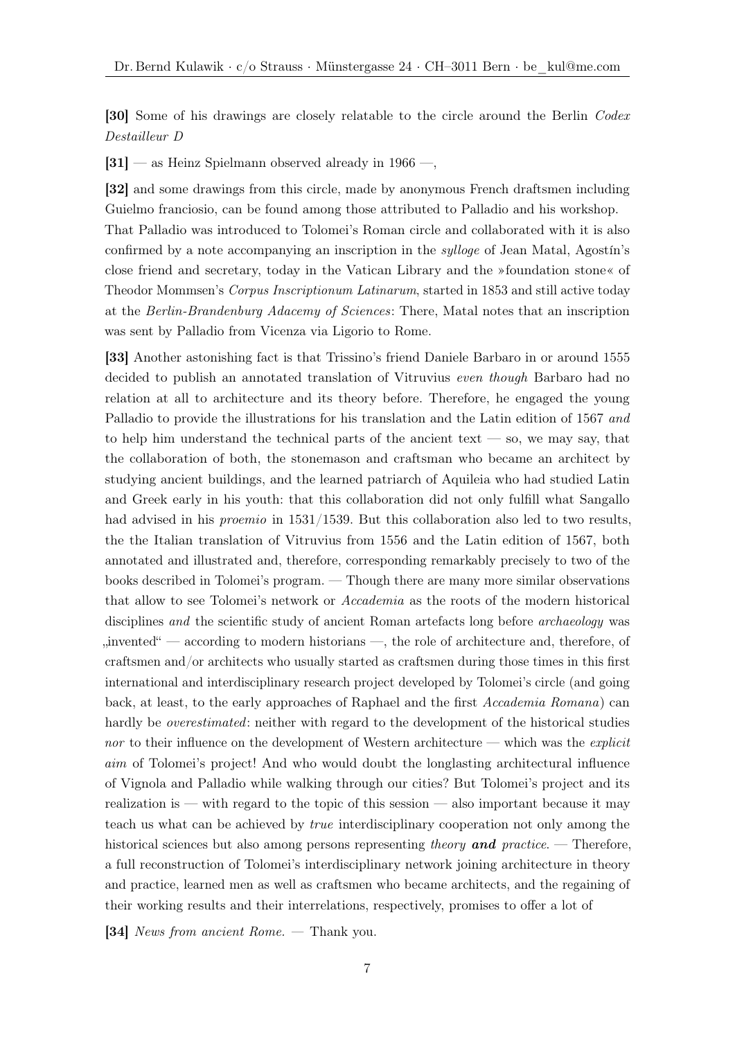**[30]** Some of his drawings are closely relatable to the circle around the Berlin *Codex Destailleur D*

**[31]** — as Heinz Spielmann observed already in 1966 —,

**[32]** and some drawings from this circle, made by anonymous French draftsmen including Guielmo franciosio, can be found among those attributed to Palladio and his workshop. That Palladio was introduced to Tolomei's Roman circle and collaborated with it is also confirmed by a note accompanying an inscription in the *sylloge* of Jean Matal, Agostín's close friend and secretary, today in the Vatican Library and the »foundation stone« of Theodor Mommsen's *Corpus Inscriptionum Latinarum*, started in 1853 and still active today at the *Berlin-Brandenburg Adacemy of Sciences*: There, Matal notes that an inscription was sent by Palladio from Vicenza via Ligorio to Rome.

**[33]** Another astonishing fact is that Trissino's friend Daniele Barbaro in or around 1555 decided to publish an annotated translation of Vitruvius *even though* Barbaro had no relation at all to architecture and its theory before. Therefore, he engaged the young Palladio to provide the illustrations for his translation and the Latin edition of 1567 *and* to help him understand the technical parts of the ancient text — so, we may say, that the collaboration of both, the stonemason and craftsman who became an architect by studying ancient buildings, and the learned patriarch of Aquileia who had studied Latin and Greek early in his youth: that this collaboration did not only fulfill what Sangallo had advised in his *proemio* in 1531/1539. But this collaboration also led to two results, the the Italian translation of Vitruvius from 1556 and the Latin edition of 1567, both annotated and illustrated and, therefore, corresponding remarkably precisely to two of the books described in Tolomei's program. — Though there are many more similar observations that allow to see Tolomei's network or *Accademia* as the roots of the modern historical disciplines *and* the scientific study of ancient Roman artefacts long before *archaeology* was „invented" — according to modern historians —, the role of architecture and, therefore, of craftsmen and/or architects who usually started as craftsmen during those times in this first international and interdisciplinary research project developed by Tolomei's circle (and going back, at least, to the early approaches of Raphael and the first *Accademia Romana*) can hardly be *overestimated*: neither with regard to the development of the historical studies *nor* to their influence on the development of Western architecture — which was the *explicit aim* of Tolomei's project! And who would doubt the longlasting architectural influence of Vignola and Palladio while walking through our cities? But Tolomei's project and its realization is — with regard to the topic of this session — also important because it may teach us what can be achieved by *true* interdisciplinary cooperation not only among the historical sciences but also among persons representing *theory* ***and*** *practice*. — Therefore, a full reconstruction of Tolomei's interdisciplinary network joining architecture in theory and practice, learned men as well as craftsmen who became architects, and the regaining of their working results and their interrelations, respectively, promises to offer a lot of

**[34]** *News from ancient Rome.* — Thank you.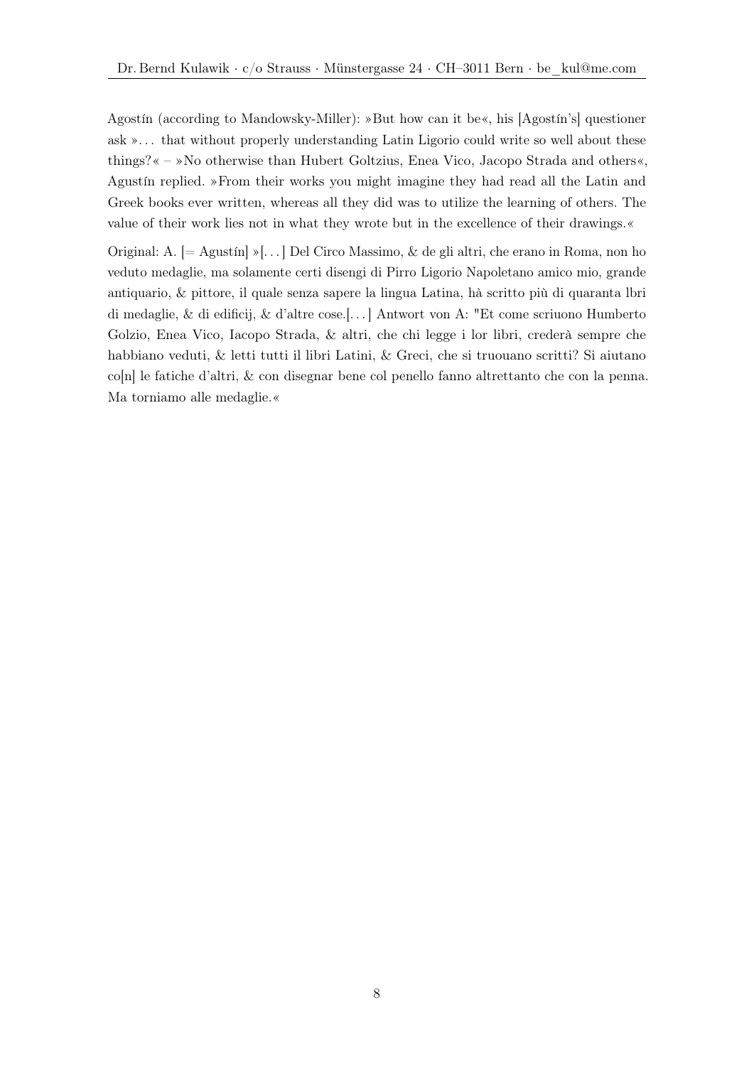Agostín (according to Mandowsky-Miller): »But how can it be«, his [Agostín's] questioner ask »... that without properly understanding Latin Ligorio could write so well about these things?« – »No otherwise than Hubert Goltzius, Enea Vico, Jacopo Strada and others«, Agustín replied. »From their works you might imagine they had read all the Latin and Greek books ever written, whereas all they did was to utilize the learning of others. The value of their work lies not in what they wrote but in the excellence of their drawings.«

Original: A. [= Agustín] »[...] Del Circo Massimo, & de gli altri, che erano in Roma, non ho veduto medaglie, ma solamente certi disengi di Pirro Ligorio Napoletano amico mio, grande antiquario, & pittore, il quale senza sapere la lingua Latina, hà scritto più di quaranta lbri di medaglie, & di edificij, & d'altre cose.[...] Antwort von A: "Et come scriuono Humberto Golzio, Enea Vico, Iacopo Strada, & altri, che chi legge i lor libri, crederà sempre che habbiano veduti, & letti tutti il libri Latini, & Greci, che si truouano scritti? Si aiutano co[n] le fatiche d'altri, & con disegnar bene col penello fanno altrettanto che con la penna. Ma torniamo alle medaglie.«